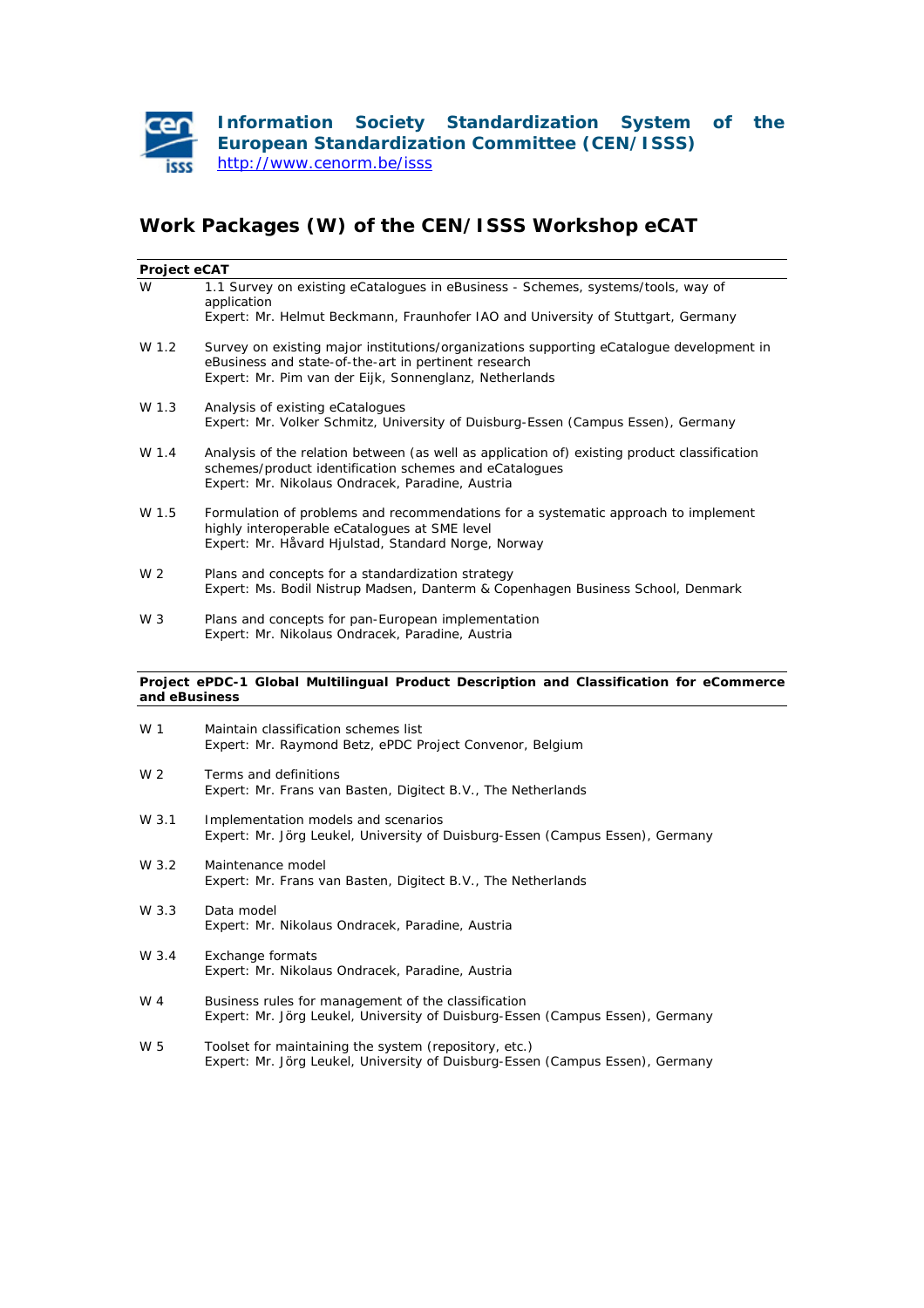**Information Society Standardization System of the European Standardization Committee (CEN/ISSS)**
http://www.cenorm.be/isss

# Work Packages (W) of the CEN/ISSS Workshop eCAT

| **Project eCAT** | |
|---|---|
| W | 1.1 Survey on existing eCatalogues in eBusiness - Schemes, systems/tools, way of application<br>Expert: Mr. Helmut Beckmann, Fraunhofer IAO and University of Stuttgart, Germany |
| W 1.2 | Survey on existing major institutions/organizations supporting eCatalogue development in eBusiness and state-of-the-art in pertinent research<br>Expert: Mr. Pim van der Eijk, Sonnenglanz, Netherlands |
| W 1.3 | Analysis of existing eCatalogues<br>Expert: Mr. Volker Schmitz, University of Duisburg-Essen (Campus Essen), Germany |
| W 1.4 | Analysis of the relation between (as well as application of) existing product classification schemes/product identification schemes and eCatalogues<br>Expert: Mr. Nikolaus Ondracek, Paradine, Austria |
| W 1.5 | Formulation of problems and recommendations for a systematic approach to implement highly interoperable eCatalogues at SME level<br>Expert: Mr. Håvard Hjulstad, Standard Norge, Norway |
| W 2 | Plans and concepts for a standardization strategy<br>Expert: Ms. Bodil Nistrup Madsen, Danterm & Copenhagen Business School, Denmark |
| W 3 | Plans and concepts for pan-European implementation<br>Expert: Mr. Nikolaus Ondracek, Paradine, Austria |

| **Project ePDC-1 Global Multilingual Product Description and Classification for eCommerce and eBusiness** | |
|---|---|
| W 1 | Maintain classification schemes list<br>Expert: Mr. Raymond Betz, ePDC Project Convenor, Belgium |
| W 2 | Terms and definitions<br>Expert: Mr. Frans van Basten, Digitect B.V., The Netherlands |
| W 3.1 | Implementation models and scenarios<br>Expert: Mr. Jörg Leukel, University of Duisburg-Essen (Campus Essen), Germany |
| W 3.2 | Maintenance model<br>Expert: Mr. Frans van Basten, Digitect B.V., The Netherlands |
| W 3.3 | Data model<br>Expert: Mr. Nikolaus Ondracek, Paradine, Austria |
| W 3.4 | Exchange formats<br>Expert: Mr. Nikolaus Ondracek, Paradine, Austria |
| W 4 | Business rules for management of the classification<br>Expert: Mr. Jörg Leukel, University of Duisburg-Essen (Campus Essen), Germany |
| W 5 | Toolset for maintaining the system (repository, etc.)<br>Expert: Mr. Jörg Leukel, University of Duisburg-Essen (Campus Essen), Germany |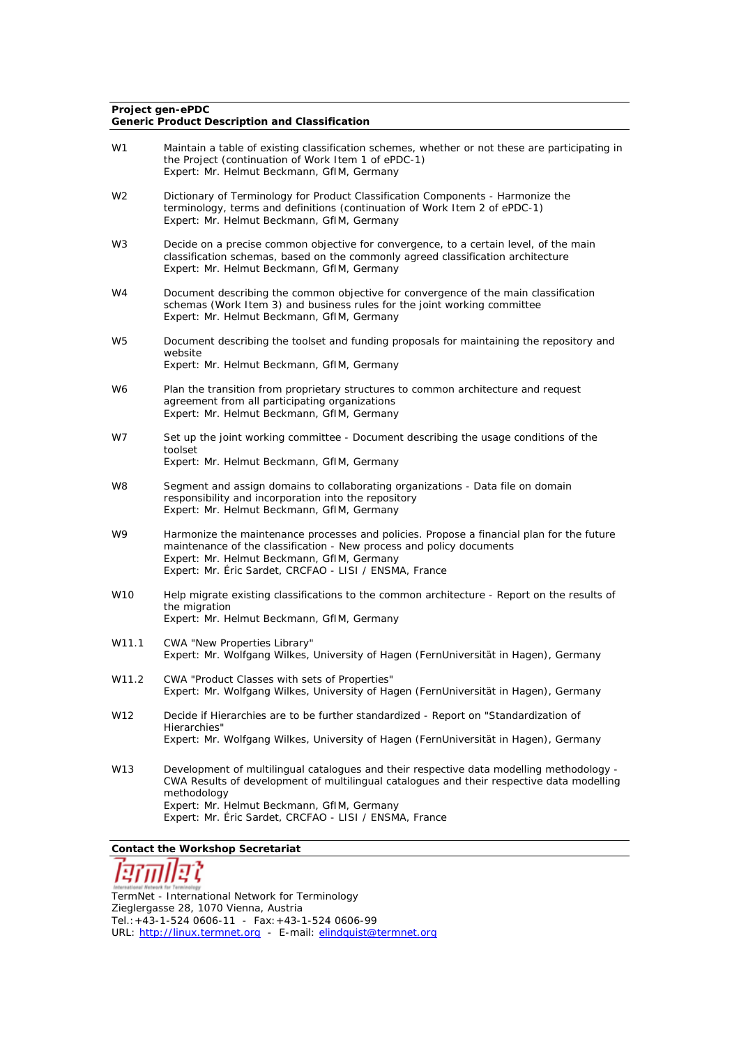**Project gen-ePDC**
**Generic Product Description and Classification**

| | |
|---|---|
| W1 | Maintain a table of existing classification schemes, whether or not these are participating in the Project (continuation of Work Item 1 of ePDC-1)<br>Expert: Mr. Helmut Beckmann, GfIM, Germany |
| W2 | Dictionary of Terminology for Product Classification Components - Harmonize the terminology, terms and definitions (continuation of Work Item 2 of ePDC-1)<br>Expert: Mr. Helmut Beckmann, GfIM, Germany |
| W3 | Decide on a precise common objective for convergence, to a certain level, of the main classification schemas, based on the commonly agreed classification architecture<br>Expert: Mr. Helmut Beckmann, GfIM, Germany |
| W4 | Document describing the common objective for convergence of the main classification schemas (Work Item 3) and business rules for the joint working committee<br>Expert: Mr. Helmut Beckmann, GfIM, Germany |
| W5 | Document describing the toolset and funding proposals for maintaining the repository and website<br>Expert: Mr. Helmut Beckmann, GfIM, Germany |
| W6 | Plan the transition from proprietary structures to common architecture and request agreement from all participating organizations<br>Expert: Mr. Helmut Beckmann, GfIM, Germany |
| W7 | Set up the joint working committee - Document describing the usage conditions of the toolset<br>Expert: Mr. Helmut Beckmann, GfIM, Germany |
| W8 | Segment and assign domains to collaborating organizations - Data file on domain responsibility and incorporation into the repository<br>Expert: Mr. Helmut Beckmann, GfIM, Germany |
| W9 | Harmonize the maintenance processes and policies. Propose a financial plan for the future maintenance of the classification - New process and policy documents<br>Expert: Mr. Helmut Beckmann, GfIM, Germany<br>Expert: Mr. Éric Sardet, CRCFAO - LISI / ENSMA, France |
| W10 | Help migrate existing classifications to the common architecture - Report on the results of the migration<br>Expert: Mr. Helmut Beckmann, GfIM, Germany |
| W11.1 | CWA "New Properties Library"<br>Expert: Mr. Wolfgang Wilkes, University of Hagen (FernUniversität in Hagen), Germany |
| W11.2 | CWA "Product Classes with sets of Properties"<br>Expert: Mr. Wolfgang Wilkes, University of Hagen (FernUniversität in Hagen), Germany |
| W12 | Decide if Hierarchies are to be further standardized - Report on "Standardization of Hierarchies"<br>Expert: Mr. Wolfgang Wilkes, University of Hagen (FernUniversität in Hagen), Germany |
| W13 | Development of multilingual catalogues and their respective data modelling methodology - CWA Results of development of multilingual catalogues and their respective data modelling methodology<br>Expert: Mr. Helmut Beckmann, GfIM, Germany<br>Expert: Mr. Éric Sardet, CRCFAO - LISI / ENSMA, France |

**Contact the Workshop Secretariat**

TermNet - International Network for Terminology
Zieglergasse 28, 1070 Vienna, Austria
Tel.:+43-1-524 0606-11 - Fax:+43-1-524 0606-99
URL: http://linux.termnet.org - E-mail: elindquist@termnet.org